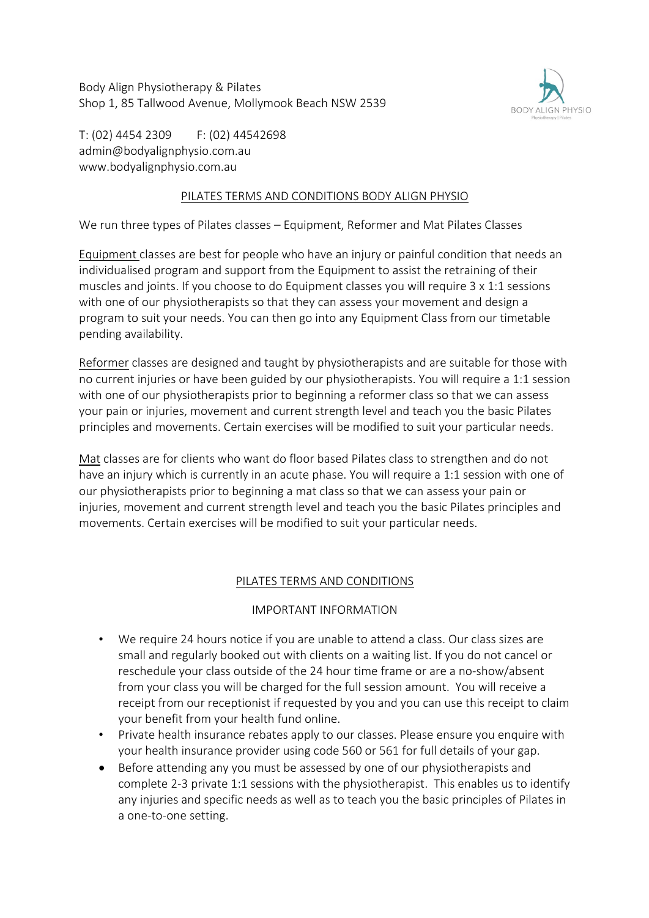Body Align Physiotherapy & Pilates
Shop 1, 85 Tallwood Avenue, Mollymook Beach NSW 2539

T: (02) 4454 2309 F: (02) 44542698
admin@bodyalignphysio.com.au
www.bodyalignphysio.com.au

## PILATES TERMS AND CONDITIONS BODY ALIGN PHYSIO

We run three types of Pilates classes – Equipment, Reformer and Mat Pilates Classes

Equipment classes are best for people who have an injury or painful condition that needs an individualised program and support from the Equipment to assist the retraining of their muscles and joints. If you choose to do Equipment classes you will require 3 x 1:1 sessions with one of our physiotherapists so that they can assess your movement and design a program to suit your needs. You can then go into any Equipment Class from our timetable pending availability.

Reformer classes are designed and taught by physiotherapists and are suitable for those with no current injuries or have been guided by our physiotherapists. You will require a 1:1 session with one of our physiotherapists prior to beginning a reformer class so that we can assess your pain or injuries, movement and current strength level and teach you the basic Pilates principles and movements. Certain exercises will be modified to suit your particular needs.

Mat classes are for clients who want do floor based Pilates class to strengthen and do not have an injury which is currently in an acute phase. You will require a 1:1 session with one of our physiotherapists prior to beginning a mat class so that we can assess your pain or injuries, movement and current strength level and teach you the basic Pilates principles and movements. Certain exercises will be modified to suit your particular needs.

## PILATES TERMS AND CONDITIONS

### IMPORTANT INFORMATION

- We require 24 hours notice if you are unable to attend a class. Our class sizes are small and regularly booked out with clients on a waiting list. If you do not cancel or reschedule your class outside of the 24 hour time frame or are a no-show/absent from your class you will be charged for the full session amount. You will receive a receipt from our receptionist if requested by you and you can use this receipt to claim your benefit from your health fund online.
- Private health insurance rebates apply to our classes. Please ensure you enquire with your health insurance provider using code 560 or 561 for full details of your gap.
- Before attending any you must be assessed by one of our physiotherapists and complete 2-3 private 1:1 sessions with the physiotherapist. This enables us to identify any injuries and specific needs as well as to teach you the basic principles of Pilates in a one-to-one setting.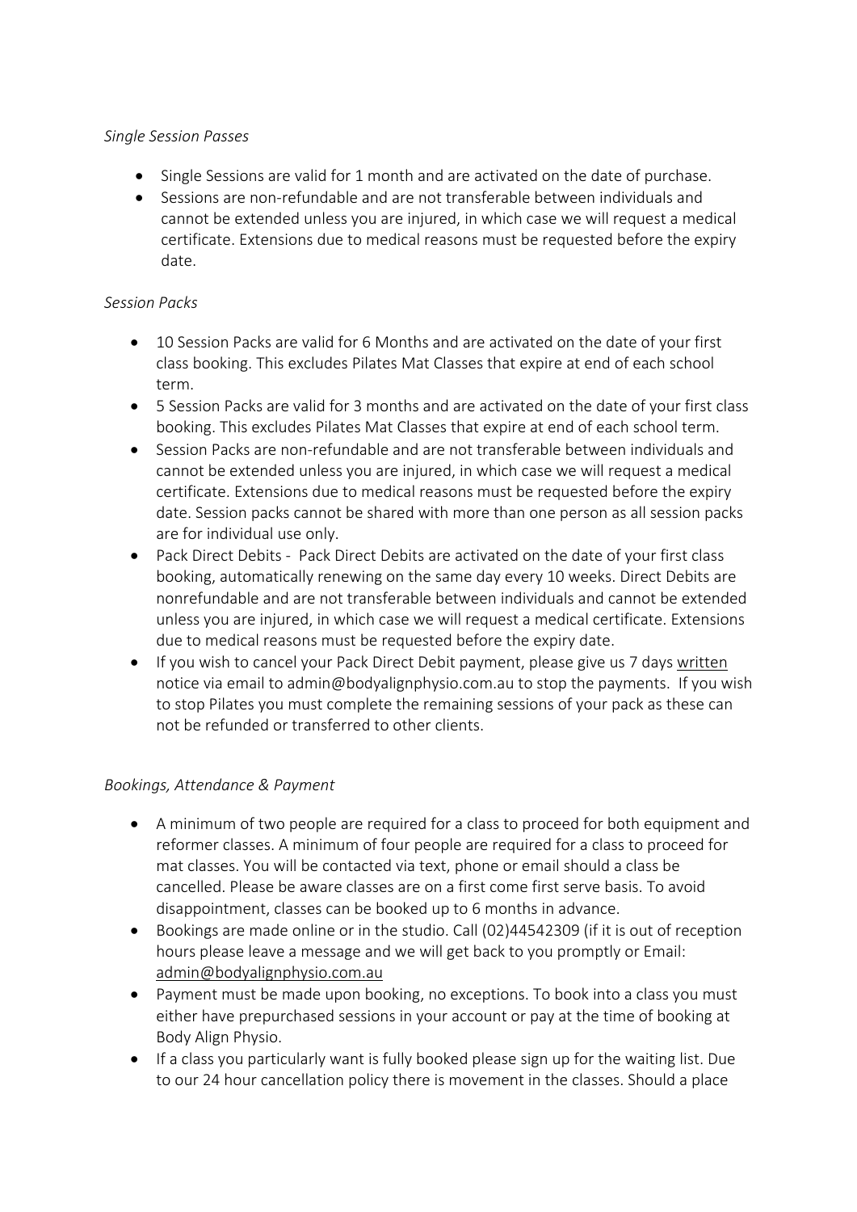*Single Session Passes*

- Single Sessions are valid for 1 month and are activated on the date of purchase.
- Sessions are non-refundable and are not transferable between individuals and cannot be extended unless you are injured, in which case we will request a medical certificate. Extensions due to medical reasons must be requested before the expiry date.

*Session Packs*

- 10 Session Packs are valid for 6 Months and are activated on the date of your first class booking. This excludes Pilates Mat Classes that expire at end of each school term.
- 5 Session Packs are valid for 3 months and are activated on the date of your first class booking. This excludes Pilates Mat Classes that expire at end of each school term.
- Session Packs are non-refundable and are not transferable between individuals and cannot be extended unless you are injured, in which case we will request a medical certificate. Extensions due to medical reasons must be requested before the expiry date. Session packs cannot be shared with more than one person as all session packs are for individual use only.
- Pack Direct Debits - Pack Direct Debits are activated on the date of your first class booking, automatically renewing on the same day every 10 weeks. Direct Debits are nonrefundable and are not transferable between individuals and cannot be extended unless you are injured, in which case we will request a medical certificate. Extensions due to medical reasons must be requested before the expiry date.
- If you wish to cancel your Pack Direct Debit payment, please give us 7 days <u>written</u> notice via email to admin@bodyalignphysio.com.au to stop the payments. If you wish to stop Pilates you must complete the remaining sessions of your pack as these can not be refunded or transferred to other clients.

*Bookings, Attendance & Payment*

- A minimum of two people are required for a class to proceed for both equipment and reformer classes. A minimum of four people are required for a class to proceed for mat classes. You will be contacted via text, phone or email should a class be cancelled. Please be aware classes are on a first come first serve basis. To avoid disappointment, classes can be booked up to 6 months in advance.
- Bookings are made online or in the studio. Call (02)44542309 (if it is out of reception hours please leave a message and we will get back to you promptly or Email: <u>admin@bodyalignphysio.com.au</u>
- Payment must be made upon booking, no exceptions. To book into a class you must either have prepurchased sessions in your account or pay at the time of booking at Body Align Physio.
- If a class you particularly want is fully booked please sign up for the waiting list. Due to our 24 hour cancellation policy there is movement in the classes. Should a place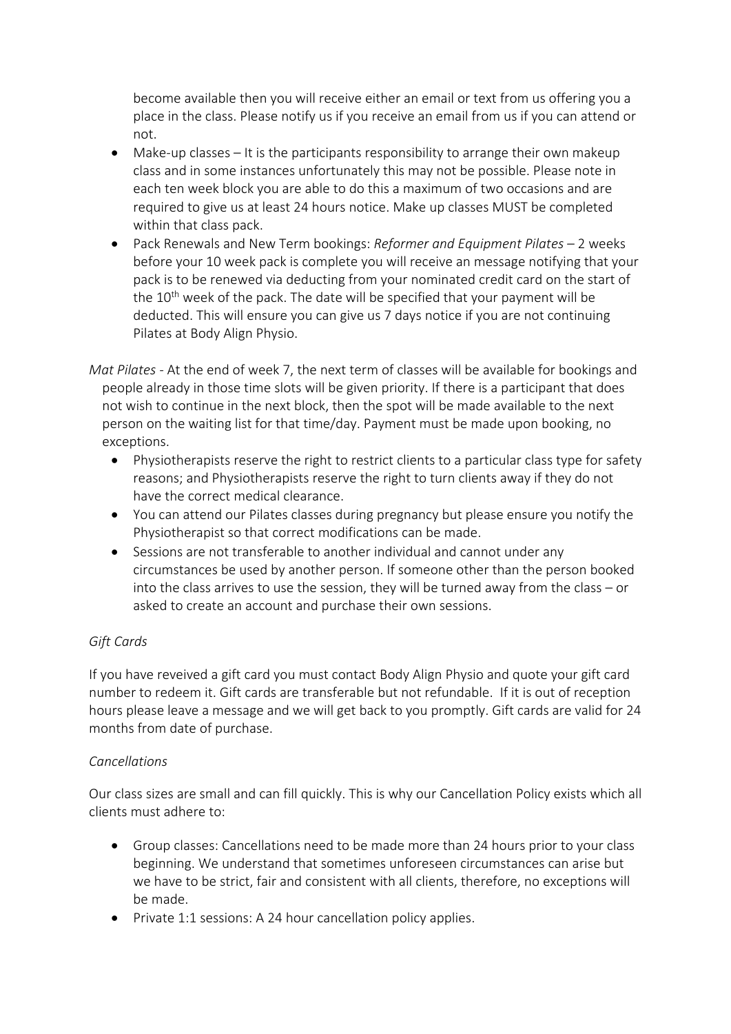become available then you will receive either an email or text from us offering you a place in the class. Please notify us if you receive an email from us if you can attend or not.

- Make-up classes – It is the participants responsibility to arrange their own makeup class and in some instances unfortunately this may not be possible. Please note in each ten week block you are able to do this a maximum of two occasions and are required to give us at least 24 hours notice. Make up classes MUST be completed within that class pack.
- Pack Renewals and New Term bookings: *Reformer and Equipment Pilates* – 2 weeks before your 10 week pack is complete you will receive an message notifying that your pack is to be renewed via deducting from your nominated credit card on the start of the 10th week of the pack. The date will be specified that your payment will be deducted. This will ensure you can give us 7 days notice if you are not continuing Pilates at Body Align Physio.

*Mat Pilates* - At the end of week 7, the next term of classes will be available for bookings and people already in those time slots will be given priority. If there is a participant that does not wish to continue in the next block, then the spot will be made available to the next person on the waiting list for that time/day. Payment must be made upon booking, no exceptions.

- Physiotherapists reserve the right to restrict clients to a particular class type for safety reasons; and Physiotherapists reserve the right to turn clients away if they do not have the correct medical clearance.
- You can attend our Pilates classes during pregnancy but please ensure you notify the Physiotherapist so that correct modifications can be made.
- Sessions are not transferable to another individual and cannot under any circumstances be used by another person. If someone other than the person booked into the class arrives to use the session, they will be turned away from the class – or asked to create an account and purchase their own sessions.

*Gift Cards*

If you have reveived a gift card you must contact Body Align Physio and quote your gift card number to redeem it. Gift cards are transferable but not refundable. If it is out of reception hours please leave a message and we will get back to you promptly. Gift cards are valid for 24 months from date of purchase.

*Cancellations*

Our class sizes are small and can fill quickly. This is why our Cancellation Policy exists which all clients must adhere to:

- Group classes: Cancellations need to be made more than 24 hours prior to your class beginning. We understand that sometimes unforeseen circumstances can arise but we have to be strict, fair and consistent with all clients, therefore, no exceptions will be made.
- Private 1:1 sessions: A 24 hour cancellation policy applies.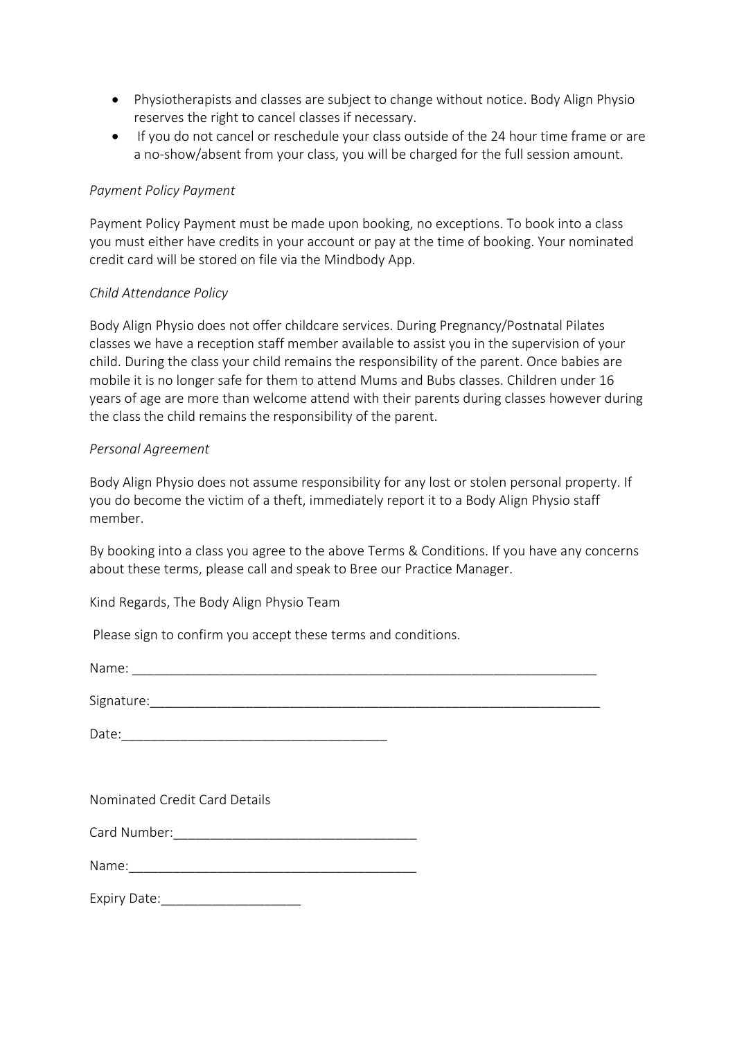- Physiotherapists and classes are subject to change without notice. Body Align Physio reserves the right to cancel classes if necessary.
- If you do not cancel or reschedule your class outside of the 24 hour time frame or are a no-show/absent from your class, you will be charged for the full session amount.

*Payment Policy Payment*

Payment Policy Payment must be made upon booking, no exceptions. To book into a class you must either have credits in your account or pay at the time of booking. Your nominated credit card will be stored on file via the Mindbody App.

*Child Attendance Policy*

Body Align Physio does not offer childcare services. During Pregnancy/Postnatal Pilates classes we have a reception staff member available to assist you in the supervision of your child. During the class your child remains the responsibility of the parent. Once babies are mobile it is no longer safe for them to attend Mums and Bubs classes. Children under 16 years of age are more than welcome attend with their parents during classes however during the class the child remains the responsibility of the parent.

*Personal Agreement*

Body Align Physio does not assume responsibility for any lost or stolen personal property. If you do become the victim of a theft, immediately report it to a Body Align Physio staff member.

By booking into a class you agree to the above Terms & Conditions. If you have any concerns about these terms, please call and speak to Bree our Practice Manager.

Kind Regards, The Body Align Physio Team

Please sign to confirm you accept these terms and conditions.

Name: ___________________________________________________________________

Signature:_________________________________________________________________

Date:____________________________________

Nominated Credit Card Details

Card Number:__________________________________

Name:_________________________________________

Expiry Date:___________________